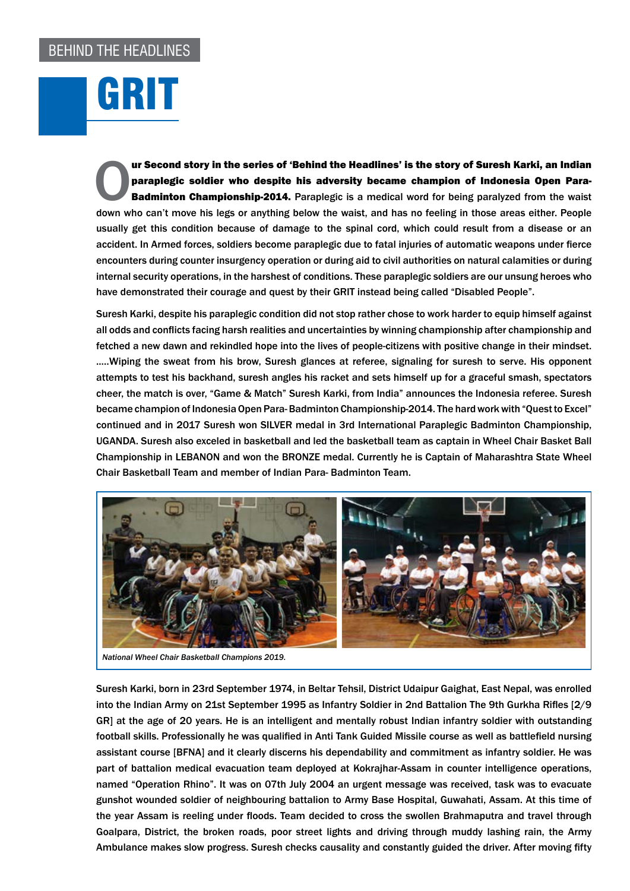BEHIND THE HEADLINES

# GRIT

**Our Second story in the series of 'Behind the Headlines' is the story of Suresh Karki, an Indian paraplegic soldier who despite his adversity became champion of Indonesia Open Para-Badminton Championship-2014.** Paraplegic is a medical word for being paralyzed from the waist down who can't move his legs or anything below the waist, and has no feeling in those areas either. People usually get this condition because of damage to the spinal cord, which could result from a disease or an accident. In Armed forces, soldiers become paraplegic due to fatal injuries of automatic weapons under fierce encounters during counter insurgency operation or during aid to civil authorities on natural calamities or during internal security operations, in the harshest of conditions. These paraplegic soldiers are our unsung heroes who have demonstrated their courage and quest by their GRIT instead being called "Disabled People".

Suresh Karki, despite his paraplegic condition did not stop rather chose to work harder to equip himself against all odds and conflicts facing harsh realities and uncertainties by winning championship after championship and fetched a new dawn and rekindled hope into the lives of people-citizens with positive change in their mindset. .....Wiping the sweat from his brow, Suresh glances at referee, signaling for suresh to serve. His opponent attempts to test his backhand, suresh angles his racket and sets himself up for a graceful smash, spectators cheer, the match is over, "Game & Match" Suresh Karki, from India" announces the Indonesia referee. Suresh became champion of Indonesia Open Para- Badminton Championship-2014. The hard work with "Quest to Excel" continued and in 2017 Suresh won SILVER medal in 3rd International Paraplegic Badminton Championship, UGANDA. Suresh also exceled in basketball and led the basketball team as captain in Wheel Chair Basket Ball Championship in LEBANON and won the BRONZE medal. Currently he is Captain of Maharashtra State Wheel Chair Basketball Team and member of Indian Para- Badminton Team.

*National Wheel Chair Basketball Champions 2019.*

Suresh Karki, born in 23rd September 1974, in Beltar Tehsil, District Udaipur Gaighat, East Nepal, was enrolled into the Indian Army on 21st September 1995 as Infantry Soldier in 2nd Battalion The 9th Gurkha Rifles [2/9 GR] at the age of 20 years. He is an intelligent and mentally robust Indian infantry soldier with outstanding football skills. Professionally he was qualified in Anti Tank Guided Missile course as well as battlefield nursing assistant course [BFNA] and it clearly discerns his dependability and commitment as infantry soldier. He was part of battalion medical evacuation team deployed at Kokrajhar-Assam in counter intelligence operations, named "Operation Rhino". It was on 07th July 2004 an urgent message was received, task was to evacuate gunshot wounded soldier of neighbouring battalion to Army Base Hospital, Guwahati, Assam. At this time of the year Assam is reeling under floods. Team decided to cross the swollen Brahmaputra and travel through Goalpara, District, the broken roads, poor street lights and driving through muddy lashing rain, the Army Ambulance makes slow progress. Suresh checks causality and constantly guided the driver. After moving fifty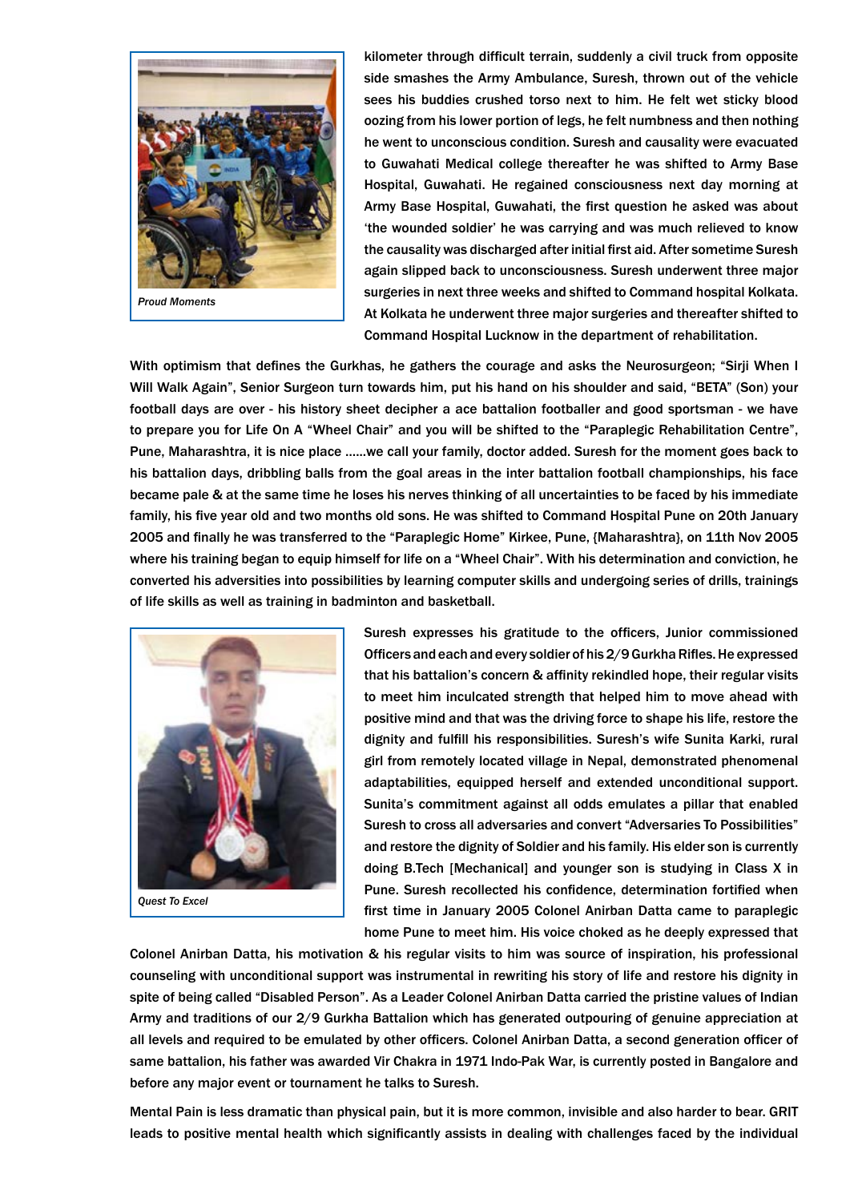kilometer through difficult terrain, suddenly a civil truck from opposite side smashes the Army Ambulance, Suresh, thrown out of the vehicle sees his buddies crushed torso next to him. He felt wet sticky blood oozing from his lower portion of legs, he felt numbness and then nothing he went to unconscious condition. Suresh and causality were evacuated to Guwahati Medical college thereafter he was shifted to Army Base Hospital, Guwahati. He regained consciousness next day morning at Army Base Hospital, Guwahati, the first question he asked was about 'the wounded soldier' he was carrying and was much relieved to know the causality was discharged after initial first aid. After sometime Suresh again slipped back to unconsciousness. Suresh underwent three major surgeries in next three weeks and shifted to Command hospital Kolkata. At Kolkata he underwent three major surgeries and thereafter shifted to Command Hospital Lucknow in the department of rehabilitation.

*Proud Moments*

With optimism that defines the Gurkhas, he gathers the courage and asks the Neurosurgeon; "Sirji When I Will Walk Again", Senior Surgeon turn towards him, put his hand on his shoulder and said, "BETA" (Son) your football days are over - his history sheet decipher a ace battalion footballer and good sportsman - we have to prepare you for Life On A "Wheel Chair" and you will be shifted to the "Paraplegic Rehabilitation Centre", Pune, Maharashtra, it is nice place ......we call your family, doctor added. Suresh for the moment goes back to his battalion days, dribbling balls from the goal areas in the inter battalion football championships, his face became pale & at the same time he loses his nerves thinking of all uncertainties to be faced by his immediate family, his five year old and two months old sons. He was shifted to Command Hospital Pune on 20th January 2005 and finally he was transferred to the "Paraplegic Home" Kirkee, Pune, {Maharashtra}, on 11th Nov 2005 where his training began to equip himself for life on a "Wheel Chair". With his determination and conviction, he converted his adversities into possibilities by learning computer skills and undergoing series of drills, trainings of life skills as well as training in badminton and basketball.

Suresh expresses his gratitude to the officers, Junior commissioned Officers and each and every soldier of his 2/9 Gurkha Rifles. He expressed that his battalion's concern & affinity rekindled hope, their regular visits to meet him inculcated strength that helped him to move ahead with positive mind and that was the driving force to shape his life, restore the dignity and fulfill his responsibilities. Suresh's wife Sunita Karki, rural girl from remotely located village in Nepal, demonstrated phenomenal adaptabilities, equipped herself and extended unconditional support. Sunita's commitment against all odds emulates a pillar that enabled Suresh to cross all adversaries and convert "Adversaries To Possibilities" and restore the dignity of Soldier and his family. His elder son is currently doing B.Tech [Mechanical] and younger son is studying in Class X in Pune. Suresh recollected his confidence, determination fortified when first time in January 2005 Colonel Anirban Datta came to paraplegic home Pune to meet him. His voice choked as he deeply expressed that Colonel Anirban Datta, his motivation & his regular visits to him was source of inspiration, his professional counseling with unconditional support was instrumental in rewriting his story of life and restore his dignity in spite of being called "Disabled Person". As a Leader Colonel Anirban Datta carried the pristine values of Indian Army and traditions of our 2/9 Gurkha Battalion which has generated outpouring of genuine appreciation at all levels and required to be emulated by other officers. Colonel Anirban Datta, a second generation officer of same battalion, his father was awarded Vir Chakra in 1971 Indo-Pak War, is currently posted in Bangalore and before any major event or tournament he talks to Suresh.

*Quest To Excel*

Mental Pain is less dramatic than physical pain, but it is more common, invisible and also harder to bear. GRIT leads to positive mental health which significantly assists in dealing with challenges faced by the individual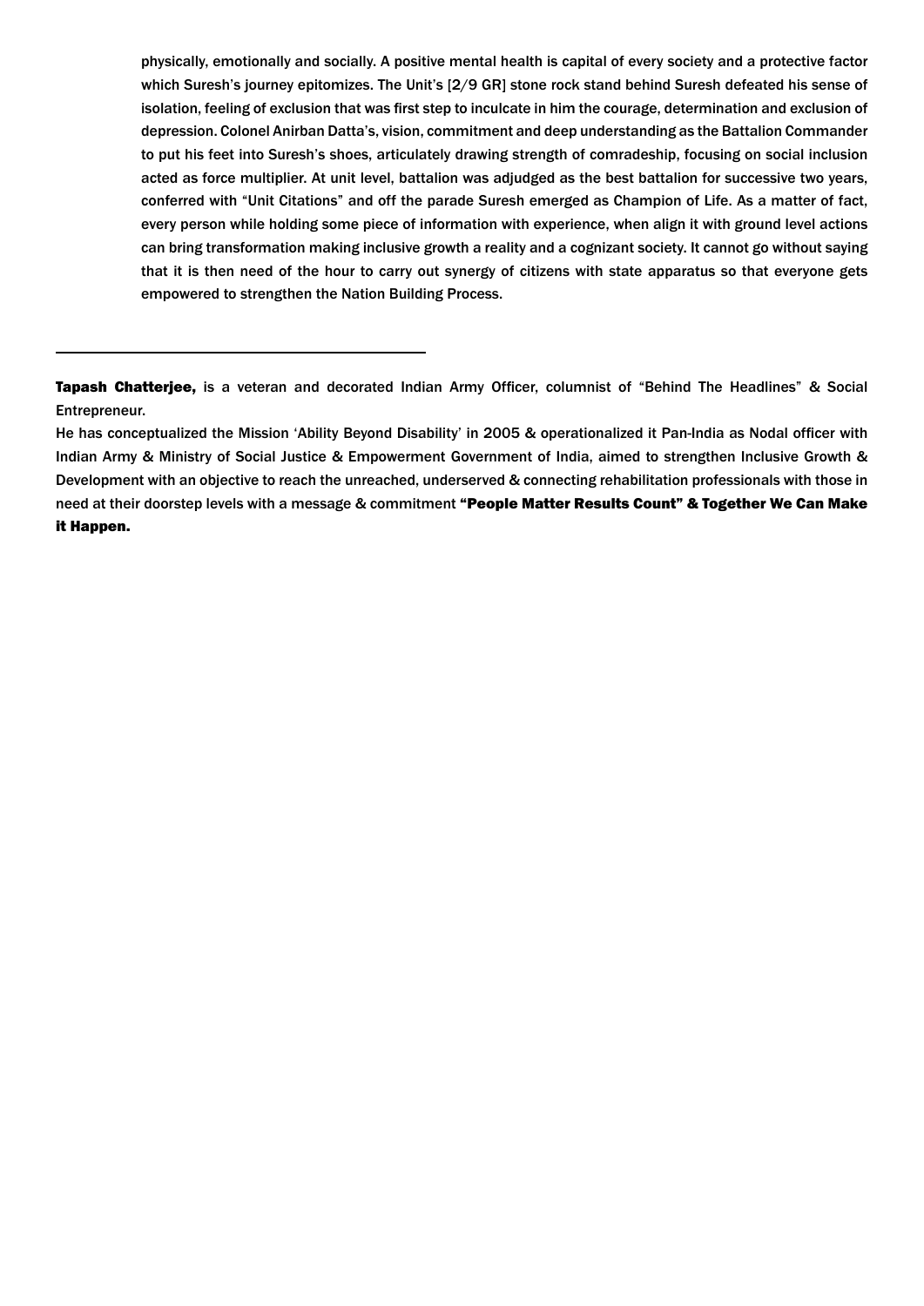physically, emotionally and socially. A positive mental health is capital of every society and a protective factor which Suresh's journey epitomizes. The Unit's [2/9 GR] stone rock stand behind Suresh defeated his sense of isolation, feeling of exclusion that was first step to inculcate in him the courage, determination and exclusion of depression. Colonel Anirban Datta's, vision, commitment and deep understanding as the Battalion Commander to put his feet into Suresh's shoes, articulately drawing strength of comradeship, focusing on social inclusion acted as force multiplier. At unit level, battalion was adjudged as the best battalion for successive two years, conferred with "Unit Citations" and off the parade Suresh emerged as Champion of Life. As a matter of fact, every person while holding some piece of information with experience, when align it with ground level actions can bring transformation making inclusive growth a reality and a cognizant society. It cannot go without saying that it is then need of the hour to carry out synergy of citizens with state apparatus so that everyone gets empowered to strengthen the Nation Building Process.

---

**Tapash Chatterjee,** is a veteran and decorated Indian Army Officer, columnist of "Behind The Headlines" & Social Entrepreneur.

He has conceptualized the Mission 'Ability Beyond Disability' in 2005 & operationalized it Pan-India as Nodal officer with Indian Army & Ministry of Social Justice & Empowerment Government of India, aimed to strengthen Inclusive Growth & Development with an objective to reach the unreached, underserved & connecting rehabilitation professionals with those in need at their doorstep levels with a message & commitment **"People Matter Results Count" & Together We Can Make it Happen.**